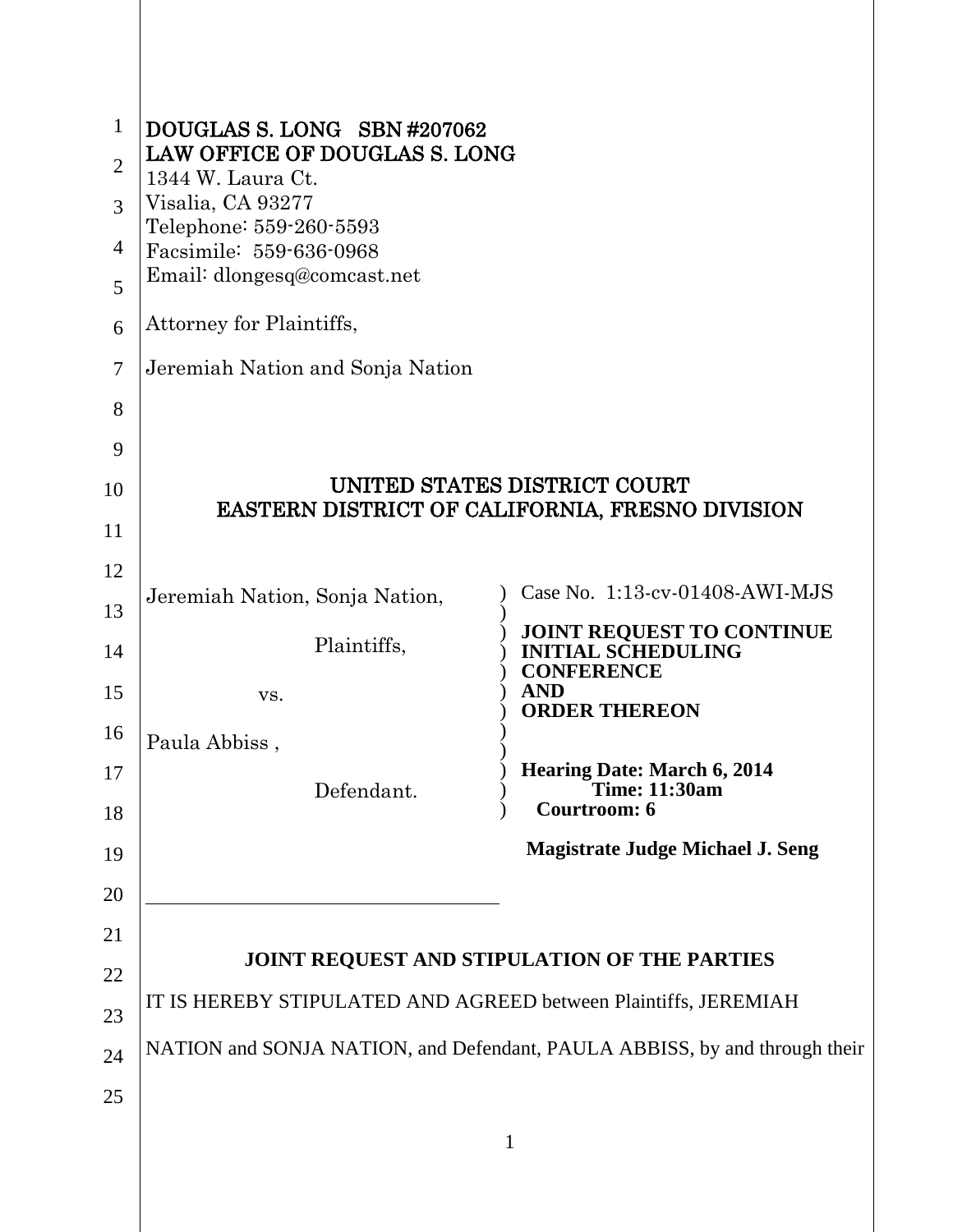DOUGLAS S. LONG SBN #207062
LAW OFFICE OF DOUGLAS S. LONG
1344 W. Laura Ct.
Visalia, CA 93277
Telephone: 559-260-5593
Facsimile: 559-636-0968
Email: dlongesq@comcast.net

Attorney for Plaintiffs,

Jeremiah Nation and Sonja Nation

# UNITED STATES DISTRICT COURT
# EASTERN DISTRICT OF CALIFORNIA, FRESNO DIVISION

| | |
|---|---|
| Jeremiah Nation, Sonja Nation,<br><br>Plaintiffs,<br><br>vs.<br><br>Paula Abbiss ,<br><br>Defendant. | Case No. 1:13-cv-01408-AWI-MJS<br><br>**JOINT REQUEST TO CONTINUE INITIAL SCHEDULING CONFERENCE AND ORDER THEREON**<br><br>**Hearing Date: March 6, 2014**<br>**Time: 11:30am**<br>**Courtroom: 6**<br><br>**Magistrate Judge Michael J. Seng** |

## JOINT REQUEST AND STIPULATION OF THE PARTIES

IT IS HEREBY STIPULATED AND AGREED between Plaintiffs, JEREMIAH NATION and SONJA NATION, and Defendant, PAULA ABBISS, by and through their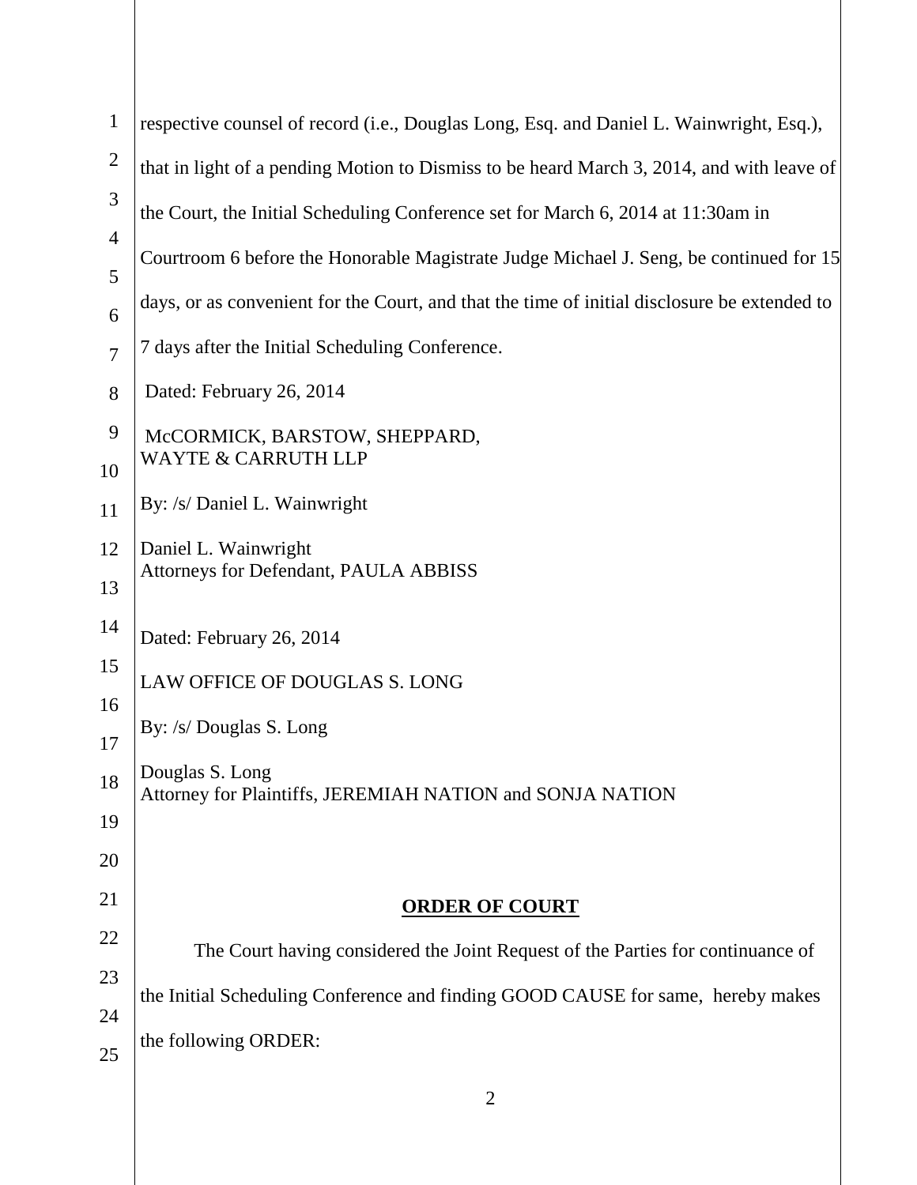respective counsel of record (i.e., Douglas Long, Esq. and Daniel L. Wainwright, Esq.), that in light of a pending Motion to Dismiss to be heard March 3, 2014, and with leave of the Court, the Initial Scheduling Conference set for March 6, 2014 at 11:30am in Courtroom 6 before the Honorable Magistrate Judge Michael J. Seng, be continued for 15 days, or as convenient for the Court, and that the time of initial disclosure be extended to 7 days after the Initial Scheduling Conference.

Dated: February 26, 2014

McCORMICK, BARSTOW, SHEPPARD,
WAYTE & CARRUTH LLP

By: /s/ Daniel L. Wainwright

Daniel L. Wainwright
Attorneys for Defendant, PAULA ABBISS

Dated: February 26, 2014

LAW OFFICE OF DOUGLAS S. LONG

By: /s/ Douglas S. Long

Douglas S. Long
Attorney for Plaintiffs, JEREMIAH NATION and SONJA NATION

## **ORDER OF COURT**

The Court having considered the Joint Request of the Parties for continuance of the Initial Scheduling Conference and finding GOOD CAUSE for same, hereby makes the following ORDER: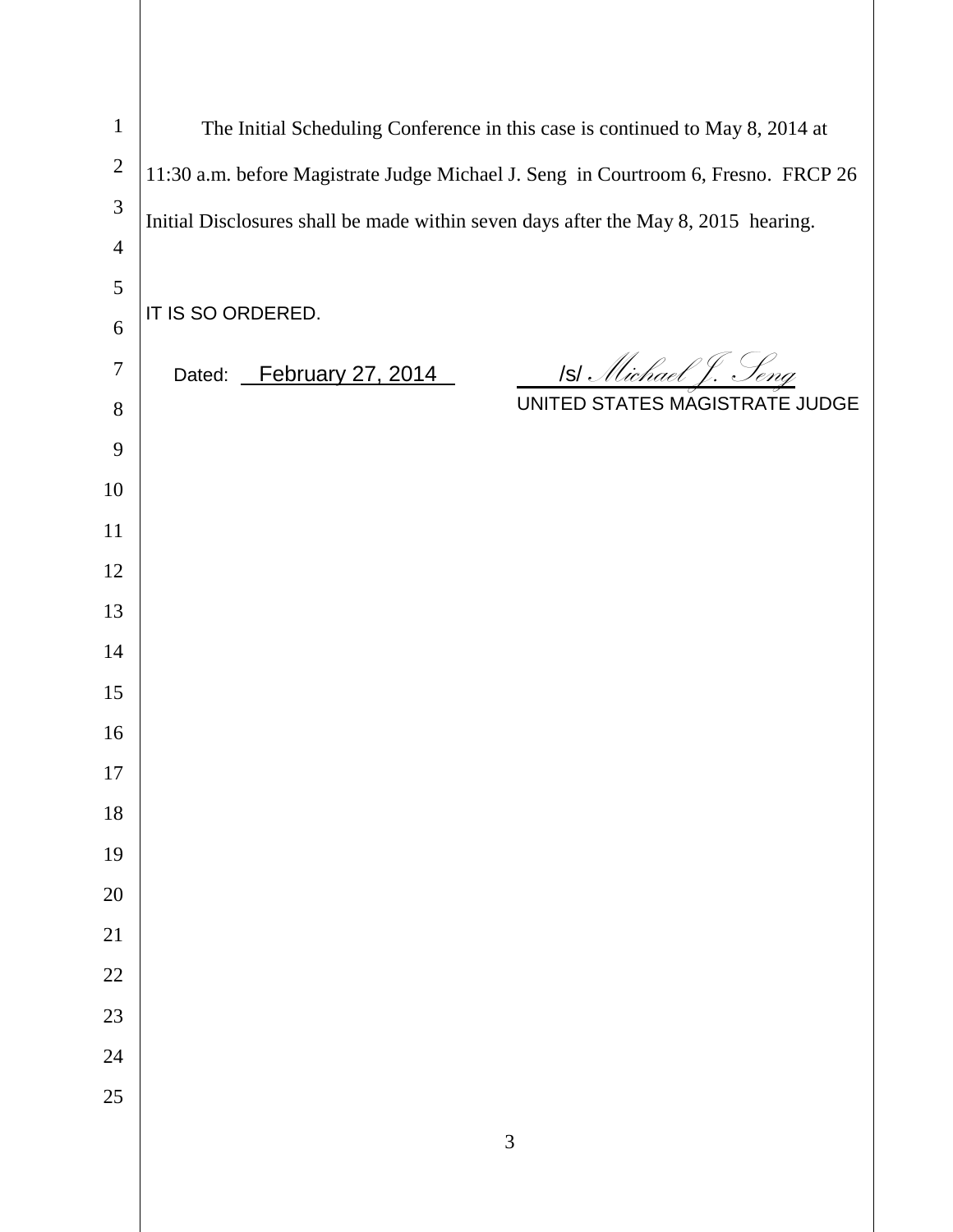The Initial Scheduling Conference in this case is continued to May 8, 2014 at 11:30 a.m. before Magistrate Judge Michael J. Seng in Courtroom 6, Fresno. FRCP 26 Initial Disclosures shall be made within seven days after the May 8, 2015 hearing.

IT IS SO ORDERED.

Dated: February 27, 2014

/s/ Michael J. Seng
UNITED STATES MAGISTRATE JUDGE